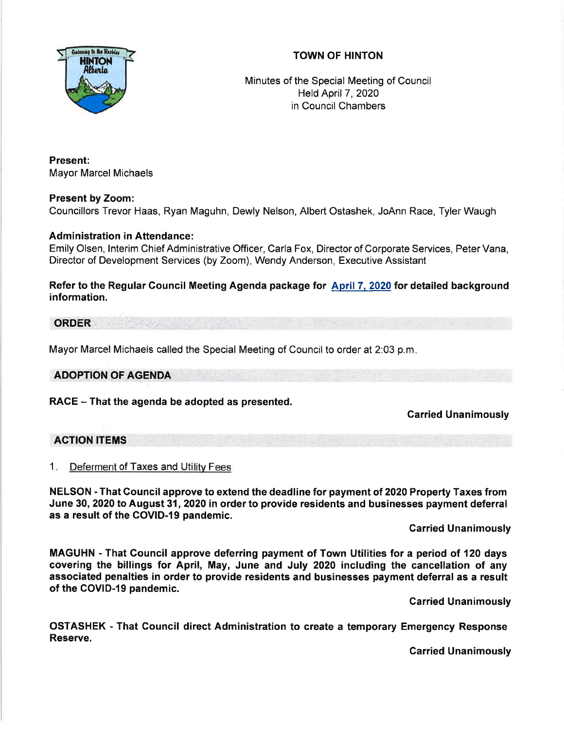# TOWN OF HINTON

Minutes of the Special Meeting of Council
Held April 7, 2020
in Council Chambers

**Present:**
Mayor Marcel Michaels

**Present by Zoom:**
Councillors Trevor Haas, Ryan Maguhn, Dewly Nelson, Albert Ostashek, JoAnn Race, Tyler Waugh

**Administration in Attendance:**
Emily Olsen, Interim Chief Administrative Officer, Carla Fox, Director of Corporate Services, Peter Vana, Director of Development Services (by Zoom), Wendy Anderson, Executive Assistant

**Refer to the Regular Council Meeting Agenda package for April 7, 2020 for detailed background information.**

## ORDER

Mayor Marcel Michaels called the Special Meeting of Council to order at 2:03 p.m.

## ADOPTION OF AGENDA

**RACE – That the agenda be adopted as presented.**

**Carried Unanimously**

## ACTION ITEMS

1. Deferment of Taxes and Utility Fees

**NELSON - That Council approve to extend the deadline for payment of 2020 Property Taxes from June 30, 2020 to August 31, 2020 in order to provide residents and businesses payment deferral as a result of the COVID-19 pandemic.**

**Carried Unanimously**

**MAGUHN - That Council approve deferring payment of Town Utilities for a period of 120 days covering the billings for April, May, June and July 2020 including the cancellation of any associated penalties in order to provide residents and businesses payment deferral as a result of the COVID-19 pandemic.**

**Carried Unanimously**

**OSTASHEK - That Council direct Administration to create a temporary Emergency Response Reserve.**

**Carried Unanimously**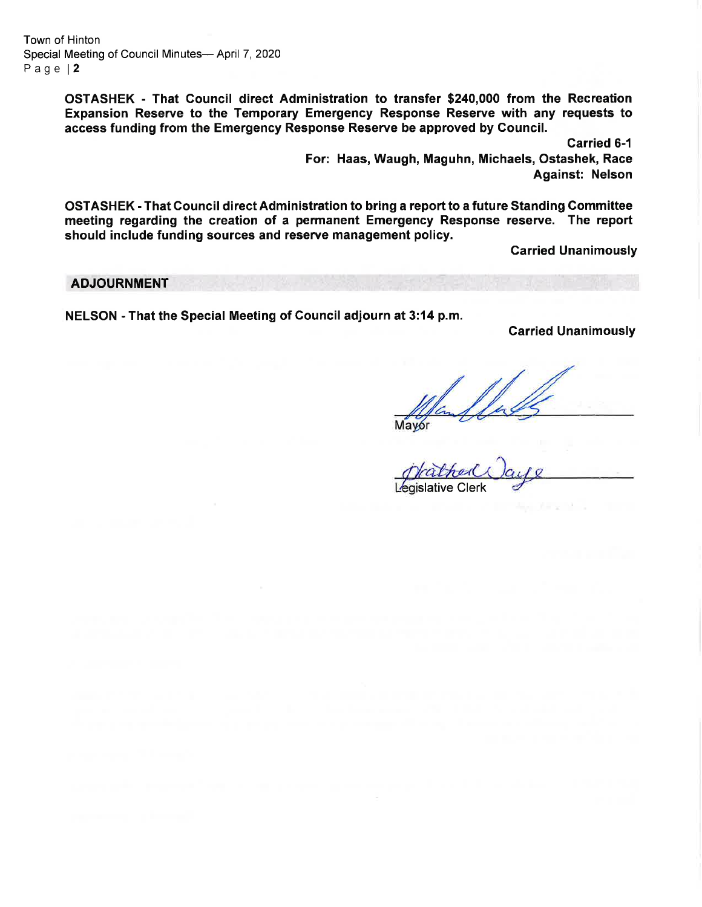**OSTASHEK - That Council direct Administration to transfer $240,000 from the Recreation Expansion Reserve to the Temporary Emergency Response Reserve with any requests to access funding from the Emergency Response Reserve be approved by Council.**

**Carried 6-1**
**For: Haas, Waugh, Maguhn, Michaels, Ostashek, Race**
**Against: Nelson**

**OSTASHEK - That Council direct Administration to bring a report to a future Standing Committee meeting regarding the creation of a permanent Emergency Response reserve. The report should include funding sources and reserve management policy.**

**Carried Unanimously**

## ADJOURNMENT

**NELSON - That the Special Meeting of Council adjourn at 3:14 p.m.**

**Carried Unanimously**

Mayor

Legislative Clerk